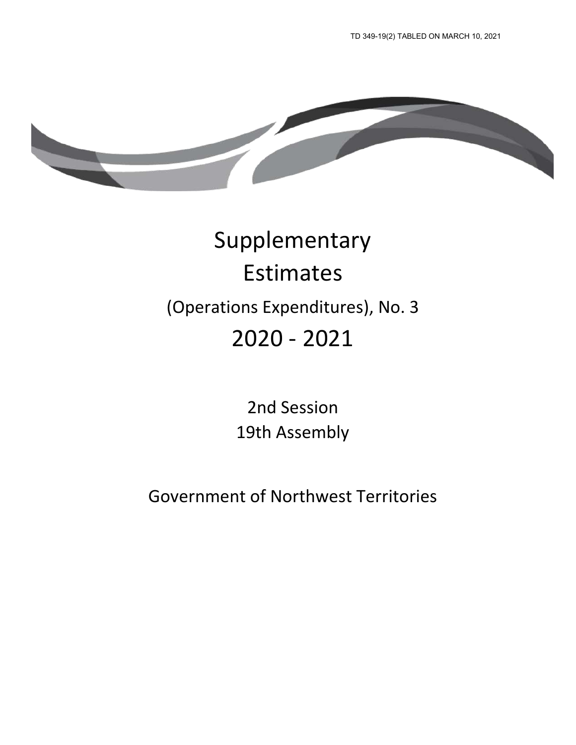TD 349-19(2) TABLED ON MARCH 10, 2021

# Supplementary Estimates

## (Operations Expenditures), No. 3

# 2020 - 2021

2nd Session
19th Assembly

Government of Northwest Territories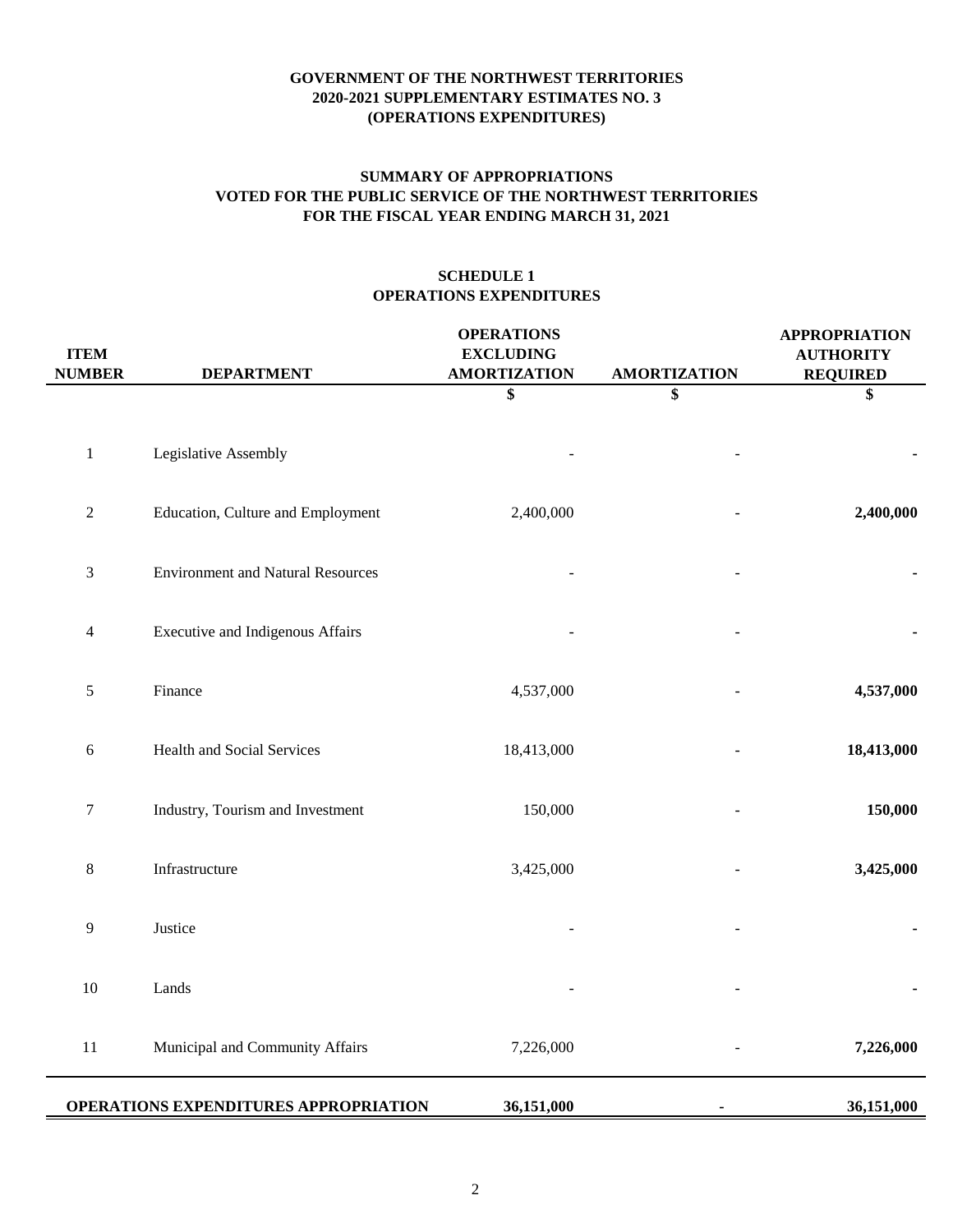**GOVERNMENT OF THE NORTHWEST TERRITORIES**
**2020-2021 SUPPLEMENTARY ESTIMATES NO. 3**
**(OPERATIONS EXPENDITURES)**

**SUMMARY OF APPROPRIATIONS**
**VOTED FOR THE PUBLIC SERVICE OF THE NORTHWEST TERRITORIES**
**FOR THE FISCAL YEAR ENDING MARCH 31, 2021**

**SCHEDULE 1**
**OPERATIONS EXPENDITURES**

| ITEM NUMBER | DEPARTMENT | OPERATIONS EXCLUDING AMORTIZATION | AMORTIZATION | APPROPRIATION AUTHORITY REQUIRED |
|---|---|---|---|---|
| | | $ | $ | $ |
| 1 | Legislative Assembly | - | - | **-** |
| 2 | Education, Culture and Employment | 2,400,000 | - | **2,400,000** |
| 3 | Environment and Natural Resources | - | - | **-** |
| 4 | Executive and Indigenous Affairs | - | - | **-** |
| 5 | Finance | 4,537,000 | - | **4,537,000** |
| 6 | Health and Social Services | 18,413,000 | - | **18,413,000** |
| 7 | Industry, Tourism and Investment | 150,000 | - | **150,000** |
| 8 | Infrastructure | 3,425,000 | - | **3,425,000** |
| 9 | Justice | - | - | **-** |
| 10 | Lands | - | - | **-** |
| 11 | Municipal and Community Affairs | 7,226,000 | - | **7,226,000** |
| | **OPERATIONS EXPENDITURES APPROPRIATION** | **36,151,000** | **-** | **36,151,000** |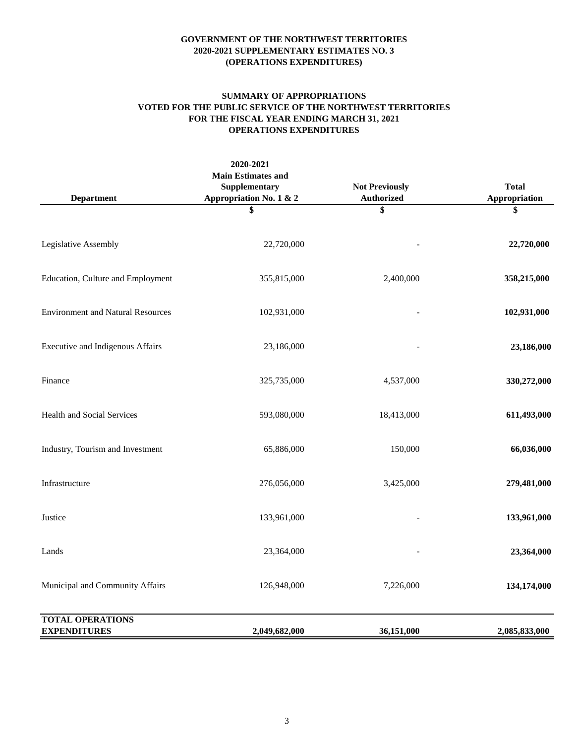**GOVERNMENT OF THE NORTHWEST TERRITORIES**
**2020-2021 SUPPLEMENTARY ESTIMATES NO. 3**
**(OPERATIONS EXPENDITURES)**

**SUMMARY OF APPROPRIATIONS**
**VOTED FOR THE PUBLIC SERVICE OF THE NORTHWEST TERRITORIES**
**FOR THE FISCAL YEAR ENDING MARCH 31, 2021**
**OPERATIONS EXPENDITURES**

| Department | 2020-2021 Main Estimates and Supplementary Appropriation No. 1 & 2 | Not Previously Authorized | Total Appropriation |
|---|---|---|---|
| | $ | $ | $ |
| Legislative Assembly | 22,720,000 | - | **22,720,000** |
| Education, Culture and Employment | 355,815,000 | 2,400,000 | **358,215,000** |
| Environment and Natural Resources | 102,931,000 | - | **102,931,000** |
| Executive and Indigenous Affairs | 23,186,000 | - | **23,186,000** |
| Finance | 325,735,000 | 4,537,000 | **330,272,000** |
| Health and Social Services | 593,080,000 | 18,413,000 | **611,493,000** |
| Industry, Tourism and Investment | 65,886,000 | 150,000 | **66,036,000** |
| Infrastructure | 276,056,000 | 3,425,000 | **279,481,000** |
| Justice | 133,961,000 | - | **133,961,000** |
| Lands | 23,364,000 | - | **23,364,000** |
| Municipal and Community Affairs | 126,948,000 | 7,226,000 | **134,174,000** |
| **TOTAL OPERATIONS EXPENDITURES** | **2,049,682,000** | **36,151,000** | **2,085,833,000** |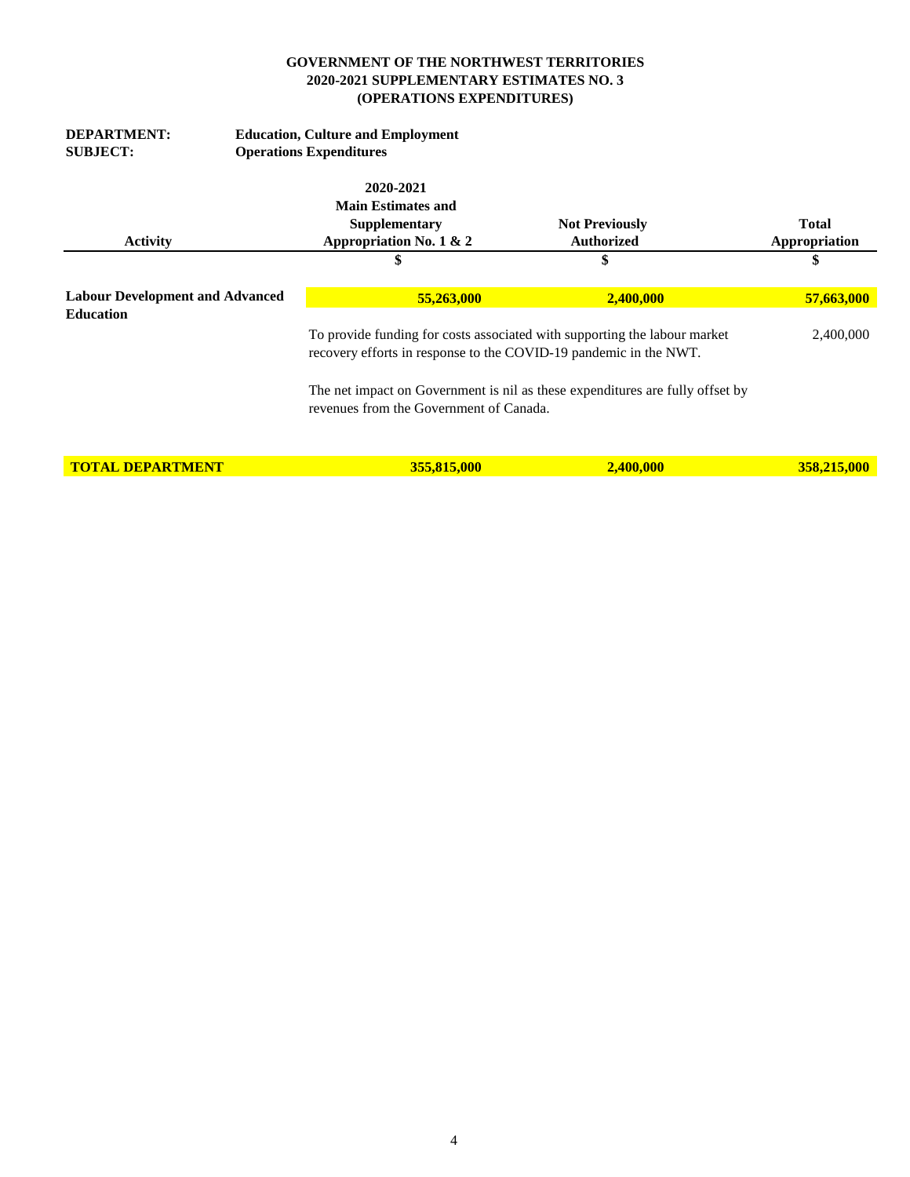**GOVERNMENT OF THE NORTHWEST TERRITORIES**
**2020-2021 SUPPLEMENTARY ESTIMATES NO. 3**
**(OPERATIONS EXPENDITURES)**

**DEPARTMENT:** **Education, Culture and Employment**
**SUBJECT:** **Operations Expenditures**

| Activity | 2020-2021 Main Estimates and Supplementary Appropriation No. 1 & 2 | Not Previously Authorized | Total Appropriation |
|---|---|---|---|
| | $ | $ | $ |
| **Labour Development and Advanced Education** | **55,263,000** | **2,400,000** | **57,663,000** |
| | To provide funding for costs associated with supporting the labour market recovery efforts in response to the COVID-19 pandemic in the NWT. | | 2,400,000 |
| | The net impact on Government is nil as these expenditures are fully offset by revenues from the Government of Canada. | | |
| **TOTAL DEPARTMENT** | **355,815,000** | **2,400,000** | **358,215,000** |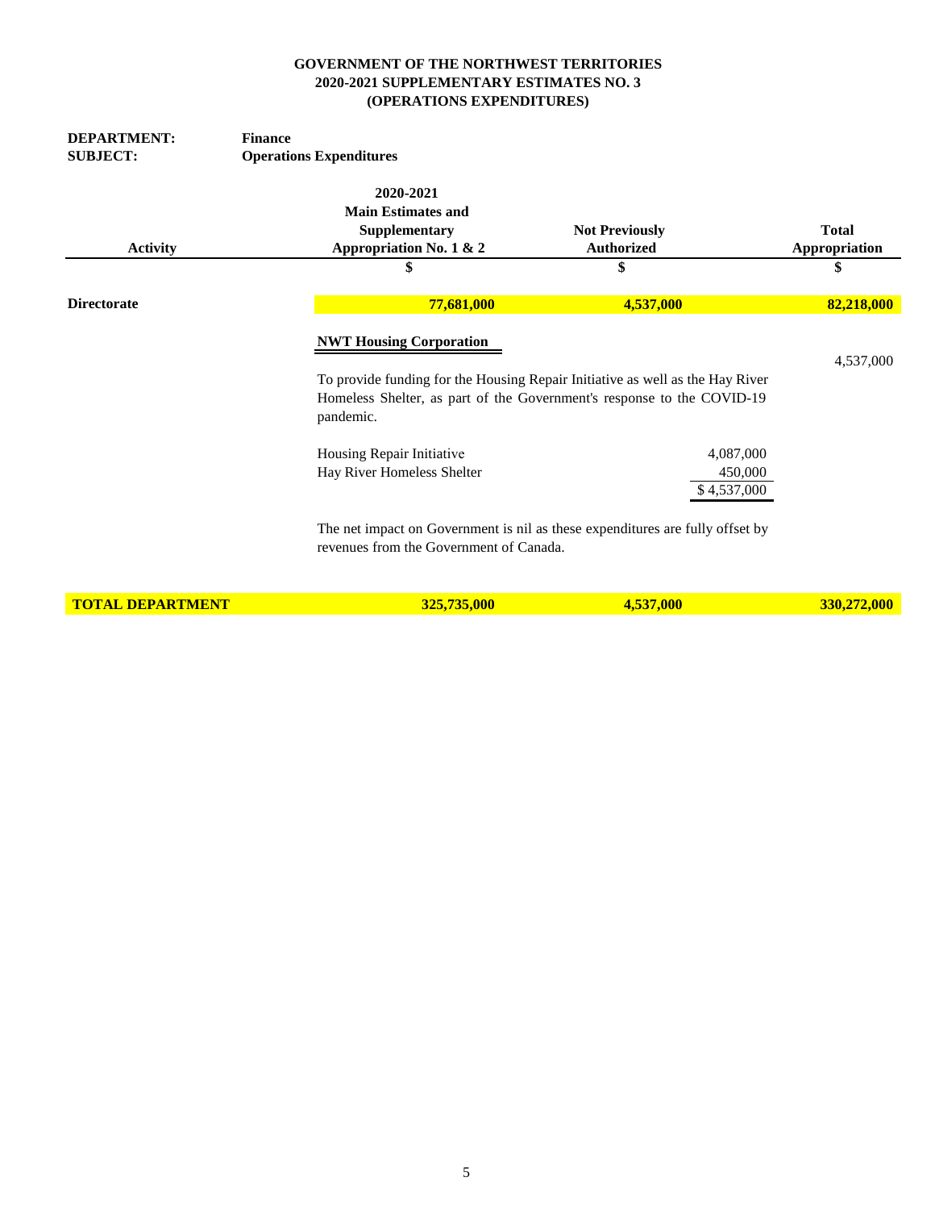**GOVERNMENT OF THE NORTHWEST TERRITORIES**
**2020-2021 SUPPLEMENTARY ESTIMATES NO. 3**
**(OPERATIONS EXPENDITURES)**

**DEPARTMENT:** **Finance**
**SUBJECT:** **Operations Expenditures**

| Activity | 2020-2021 Main Estimates and Supplementary Appropriation No. 1 & 2 | Not Previously Authorized | Total Appropriation |
|---|---|---|---|
| | $ | $ | $ |
| **Directorate** | **77,681,000** | **4,537,000** | **82,218,000** |

**NWT Housing Corporation** — 4,537,000

To provide funding for the Housing Repair Initiative as well as the Hay River Homeless Shelter, as part of the Government's response to the COVID-19 pandemic.

| | |
|---|---|
| Housing Repair Initiative | 4,087,000 |
| Hay River Homeless Shelter | 450,000 |
| | $ 4,537,000 |

The net impact on Government is nil as these expenditures are fully offset by revenues from the Government of Canada.

| | | | |
|---|---|---|---|
| **TOTAL DEPARTMENT** | **325,735,000** | **4,537,000** | **330,272,000** |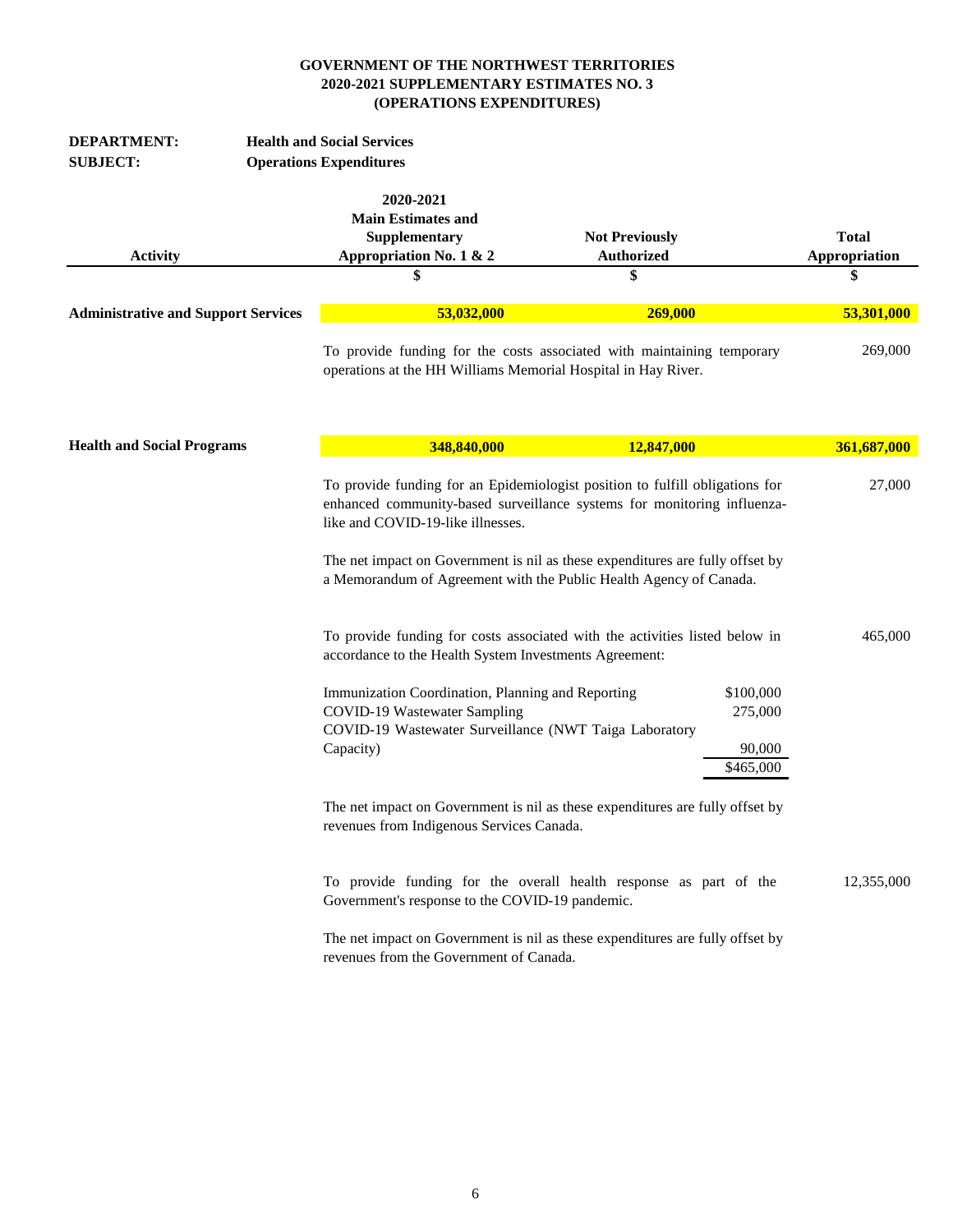**GOVERNMENT OF THE NORTHWEST TERRITORIES**
**2020-2021 SUPPLEMENTARY ESTIMATES NO. 3**
**(OPERATIONS EXPENDITURES)**

**DEPARTMENT:** **Health and Social Services**
**SUBJECT:** **Operations Expenditures**

| Activity | 2020-2021 Main Estimates and Supplementary Appropriation No. 1 & 2 | Not Previously Authorized | Total Appropriation |
|---|---|---|---|
| | $ | $ | $ |
| **Administrative and Support Services** | **53,032,000** | **269,000** | **53,301,000** |
| | To provide funding for the costs associated with maintaining temporary operations at the HH Williams Memorial Hospital in Hay River. | | 269,000 |
| **Health and Social Programs** | **348,840,000** | **12,847,000** | **361,687,000** |
| | To provide funding for an Epidemiologist position to fulfill obligations for enhanced community-based surveillance systems for monitoring influenza-like and COVID-19-like illnesses. | | 27,000 |
| | The net impact on Government is nil as these expenditures are fully offset by a Memorandum of Agreement with the Public Health Agency of Canada. | | |
| | To provide funding for costs associated with the activities listed below in accordance to the Health System Investments Agreement: | | 465,000 |
| | Immunization Coordination, Planning and Reporting | $100,000 | |
| | COVID-19 Wastewater Sampling | 275,000 | |
| | COVID-19 Wastewater Surveillance (NWT Taiga Laboratory Capacity) | 90,000 | |
| | | $465,000 | |
| | The net impact on Government is nil as these expenditures are fully offset by revenues from Indigenous Services Canada. | | |
| | To provide funding for the overall health response as part of the Government's response to the COVID-19 pandemic. | | 12,355,000 |
| | The net impact on Government is nil as these expenditures are fully offset by revenues from the Government of Canada. | | |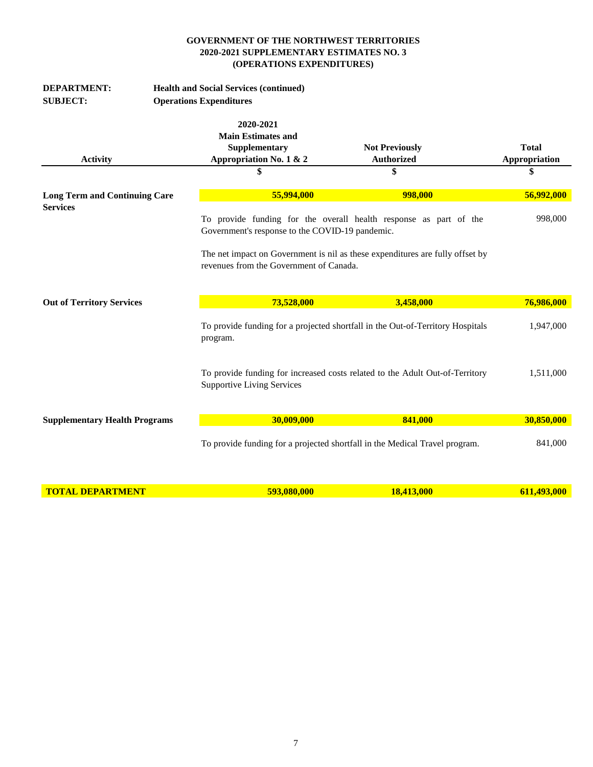**GOVERNMENT OF THE NORTHWEST TERRITORIES**
**2020-2021 SUPPLEMENTARY ESTIMATES NO. 3**
**(OPERATIONS EXPENDITURES)**

**DEPARTMENT:** **Health and Social Services (continued)**
**SUBJECT:** **Operations Expenditures**

| Activity | 2020-2021 Main Estimates and Supplementary Appropriation No. 1 & 2 | Not Previously Authorized | Total Appropriation |
|---|---|---|---|
| | $ | $ | $ |
| **Long Term and Continuing Care Services** | **55,994,000** | **998,000** | **56,992,000** |
| | To provide funding for the overall health response as part of the Government's response to the COVID-19 pandemic. | | 998,000 |
| | The net impact on Government is nil as these expenditures are fully offset by revenues from the Government of Canada. | | |
| **Out of Territory Services** | **73,528,000** | **3,458,000** | **76,986,000** |
| | To provide funding for a projected shortfall in the Out-of-Territory Hospitals program. | | 1,947,000 |
| | To provide funding for increased costs related to the Adult Out-of-Territory Supportive Living Services | | 1,511,000 |
| **Supplementary Health Programs** | **30,009,000** | **841,000** | **30,850,000** |
| | To provide funding for a projected shortfall in the Medical Travel program. | | 841,000 |
| **TOTAL DEPARTMENT** | **593,080,000** | **18,413,000** | **611,493,000** |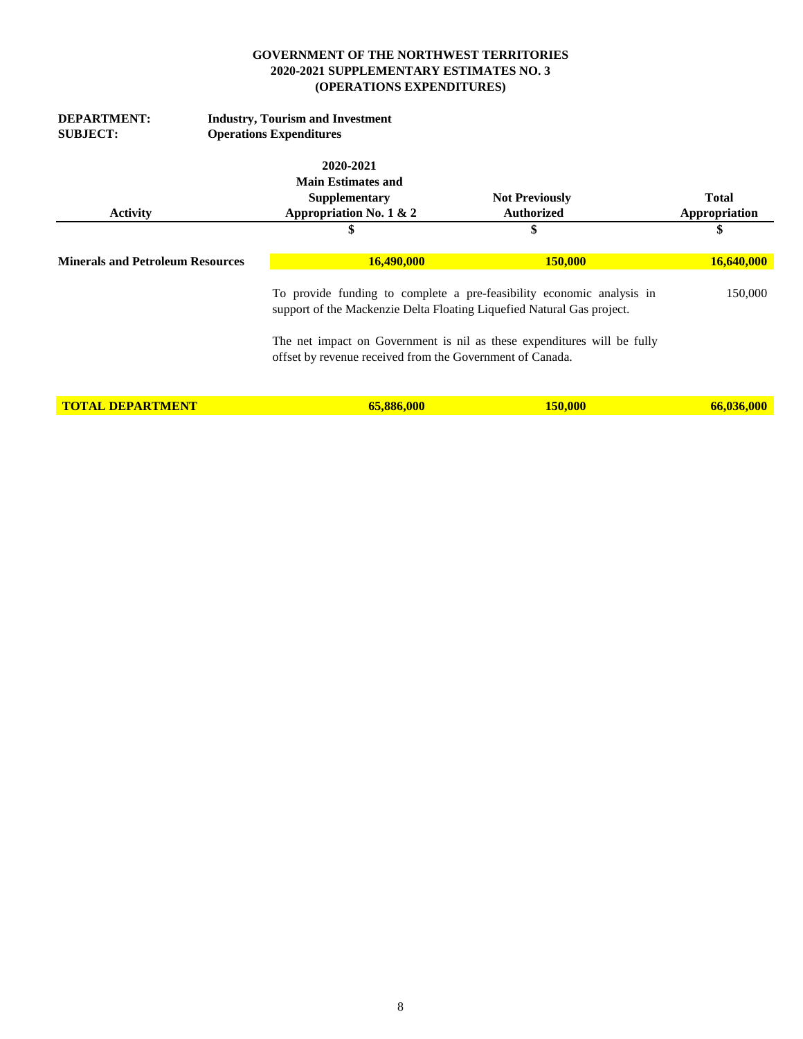**GOVERNMENT OF THE NORTHWEST TERRITORIES**
**2020-2021 SUPPLEMENTARY ESTIMATES NO. 3**
**(OPERATIONS EXPENDITURES)**

**DEPARTMENT:** **Industry, Tourism and Investment**
**SUBJECT:** **Operations Expenditures**

| Activity | 2020-2021 Main Estimates and Supplementary Appropriation No. 1 & 2 | Not Previously Authorized | Total Appropriation |
|---|---|---|---|
| | $ | $ | $ |
| **Minerals and Petroleum Resources** | **16,490,000** | **150,000** | **16,640,000** |
| | To provide funding to complete a pre-feasibility economic analysis in support of the Mackenzie Delta Floating Liquefied Natural Gas project. | | 150,000 |
| | The net impact on Government is nil as these expenditures will be fully offset by revenue received from the Government of Canada. | | |
| **TOTAL DEPARTMENT** | **65,886,000** | **150,000** | **66,036,000** |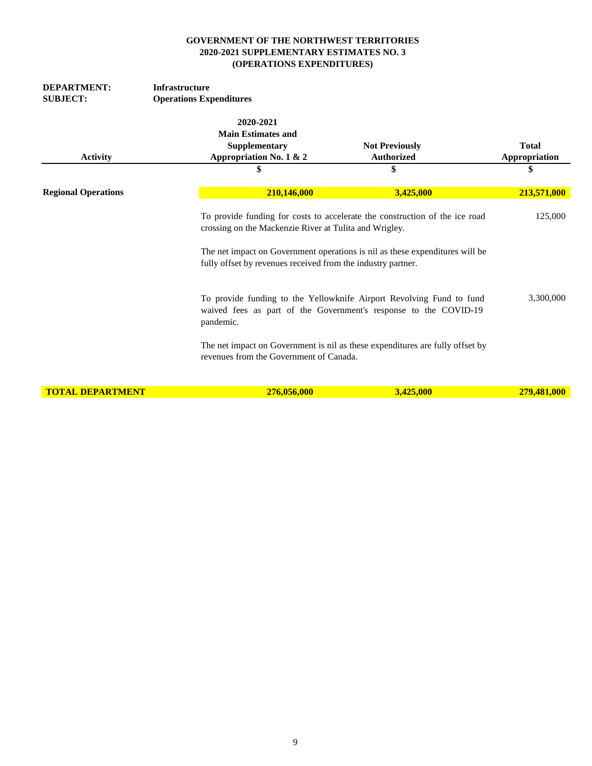**GOVERNMENT OF THE NORTHWEST TERRITORIES**
**2020-2021 SUPPLEMENTARY ESTIMATES NO. 3**
**(OPERATIONS EXPENDITURES)**

**DEPARTMENT:** **Infrastructure**
**SUBJECT:** **Operations Expenditures**

| Activity | 2020-2021 Main Estimates and Supplementary Appropriation No. 1 & 2 | Not Previously Authorized | Total Appropriation |
|---|---|---|---|
| | $ | $ | $ |
| **Regional Operations** | **210,146,000** | **3,425,000** | **213,571,000** |
| | To provide funding for costs to accelerate the construction of the ice road crossing on the Mackenzie River at Tulita and Wrigley. | | 125,000 |
| | The net impact on Government operations is nil as these expenditures will be fully offset by revenues received from the industry partner. | | |
| | To provide funding to the Yellowknife Airport Revolving Fund to fund waived fees as part of the Government's response to the COVID-19 pandemic. | | 3,300,000 |
| | The net impact on Government is nil as these expenditures are fully offset by revenues from the Government of Canada. | | |
| **TOTAL DEPARTMENT** | **276,056,000** | **3,425,000** | **279,481,000** |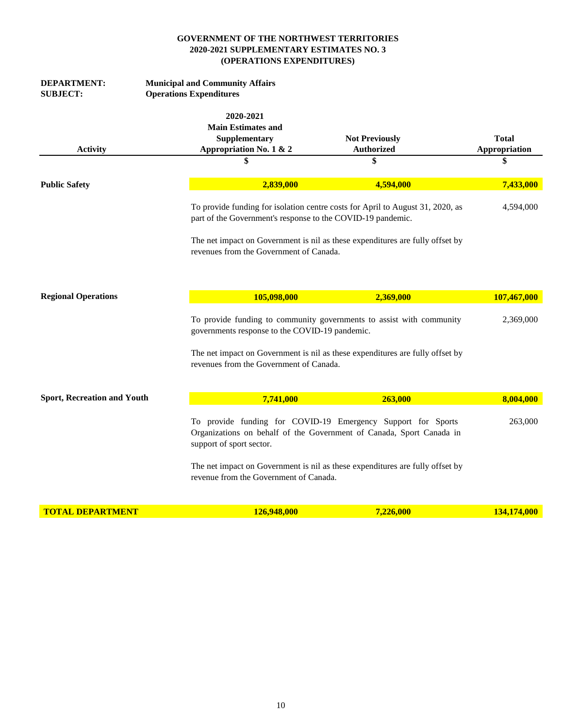**GOVERNMENT OF THE NORTHWEST TERRITORIES**
**2020-2021 SUPPLEMENTARY ESTIMATES NO. 3**
**(OPERATIONS EXPENDITURES)**

**DEPARTMENT:** **Municipal and Community Affairs**
**SUBJECT:** **Operations Expenditures**

| Activity | 2020-2021 Main Estimates and Supplementary Appropriation No. 1 & 2 | Not Previously Authorized | Total Appropriation |
|---|---|---|---|
| | $ | $ | $ |
| **Public Safety** | **2,839,000** | **4,594,000** | **7,433,000** |
| | To provide funding for isolation centre costs for April to August 31, 2020, as part of the Government's response to the COVID-19 pandemic.<br><br>The net impact on Government is nil as these expenditures are fully offset by revenues from the Government of Canada. | | 4,594,000 |
| **Regional Operations** | **105,098,000** | **2,369,000** | **107,467,000** |
| | To provide funding to community governments to assist with community governments response to the COVID-19 pandemic.<br><br>The net impact on Government is nil as these expenditures are fully offset by revenues from the Government of Canada. | | 2,369,000 |
| **Sport, Recreation and Youth** | **7,741,000** | **263,000** | **8,004,000** |
| | To provide funding for COVID-19 Emergency Support for Sports Organizations on behalf of the Government of Canada, Sport Canada in support of sport sector.<br><br>The net impact on Government is nil as these expenditures are fully offset by revenue from the Government of Canada. | | 263,000 |
| **TOTAL DEPARTMENT** | **126,948,000** | **7,226,000** | **134,174,000** |